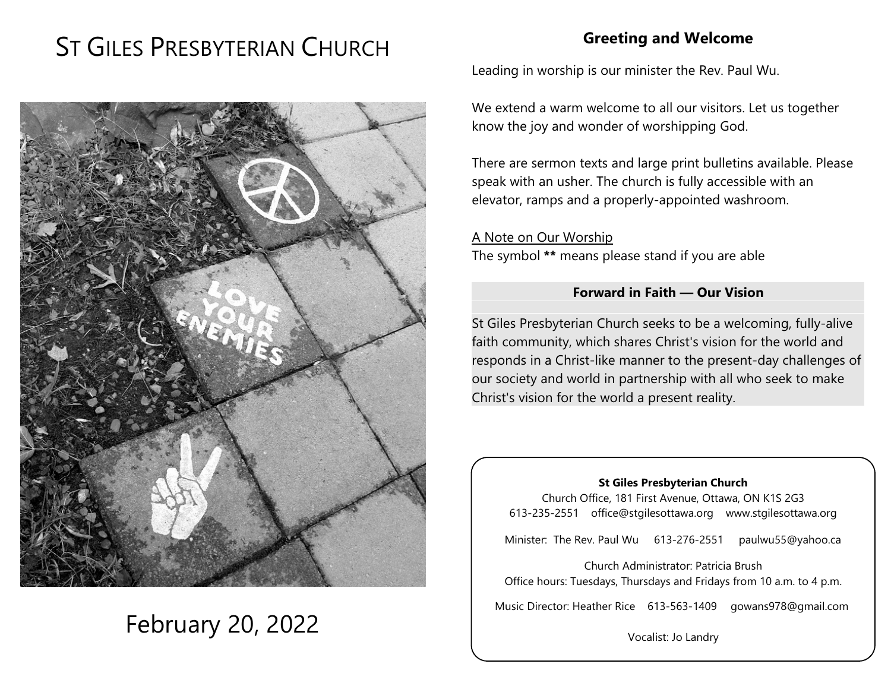# ST GILES PRESBYTERIAN CHURCH

February 20, 2022

## Greeting and Welcome

Leading in worship is our minister the Rev. Paul Wu.

We extend a warm welcome to all our visitors. Let us together know the joy and wonder of worshipping God.

There are sermon texts and large print bulletins available. Please speak with an usher. The church is fully accessible with an elevator, ramps and a properly-appointed washroom.

A Note on Our Worship
The symbol **\*\*** means please stand if you are able

### Forward in Faith — Our Vision

St Giles Presbyterian Church seeks to be a welcoming, fully-alive faith community, which shares Christ's vision for the world and responds in a Christ-like manner to the present-day challenges of our society and world in partnership with all who seek to make Christ's vision for the world a present reality.

**St Giles Presbyterian Church**
Church Office, 181 First Avenue, Ottawa, ON K1S 2G3
613-235-2551 office@stgilesottawa.org www.stgilesottawa.org

Minister: The Rev. Paul Wu 613-276-2551 paulwu55@yahoo.ca

Church Administrator: Patricia Brush
Office hours: Tuesdays, Thursdays and Fridays from 10 a.m. to 4 p.m.

Music Director: Heather Rice 613-563-1409 gowans978@gmail.com

Vocalist: Jo Landry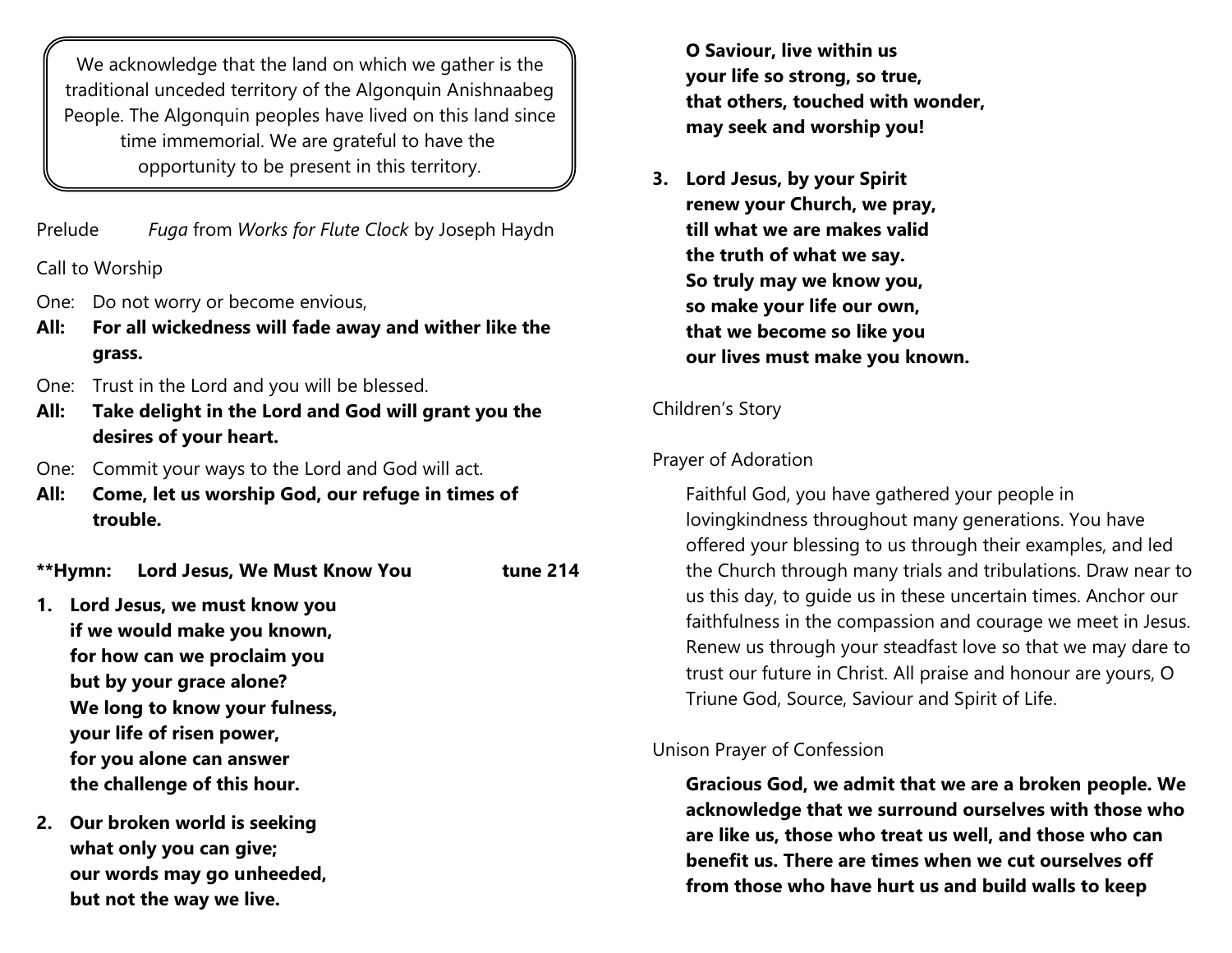We acknowledge that the land on which we gather is the traditional unceded territory of the Algonquin Anishnaabeg People. The Algonquin peoples have lived on this land since time immemorial. We are grateful to have the opportunity to be present in this territory.

Prelude *Fuga* from *Works for Flute Clock* by Joseph Haydn

Call to Worship

One: Do not worry or become envious,
**All: For all wickedness will fade away and wither like the grass.**

One: Trust in the Lord and you will be blessed.
**All: Take delight in the Lord and God will grant you the desires of your heart.**

One: Commit your ways to the Lord and God will act.
**All: Come, let us worship God, our refuge in times of trouble.**

**\*\*Hymn: Lord Jesus, We Must Know You tune 214**

**1. Lord Jesus, we must know you
if we would make you known,
for how can we proclaim you
but by your grace alone?
We long to know your fulness,
your life of risen power,
for you alone can answer
the challenge of this hour.**

**2. Our broken world is seeking
what only you can give;
our words may go unheeded,
but not the way we live.
O Saviour, live within us
your life so strong, so true,
that others, touched with wonder,
may seek and worship you!**

**3. Lord Jesus, by your Spirit
renew your Church, we pray,
till what we are makes valid
the truth of what we say.
So truly may we know you,
so make your life our own,
that we become so like you
our lives must make you known.**

Children's Story

Prayer of Adoration

Faithful God, you have gathered your people in lovingkindness throughout many generations. You have offered your blessing to us through their examples, and led the Church through many trials and tribulations. Draw near to us this day, to guide us in these uncertain times. Anchor our faithfulness in the compassion and courage we meet in Jesus. Renew us through your steadfast love so that we may dare to trust our future in Christ. All praise and honour are yours, O Triune God, Source, Saviour and Spirit of Life.

Unison Prayer of Confession

**Gracious God, we admit that we are a broken people. We acknowledge that we surround ourselves with those who are like us, those who treat us well, and those who can benefit us. There are times when we cut ourselves off from those who have hurt us and build walls to keep**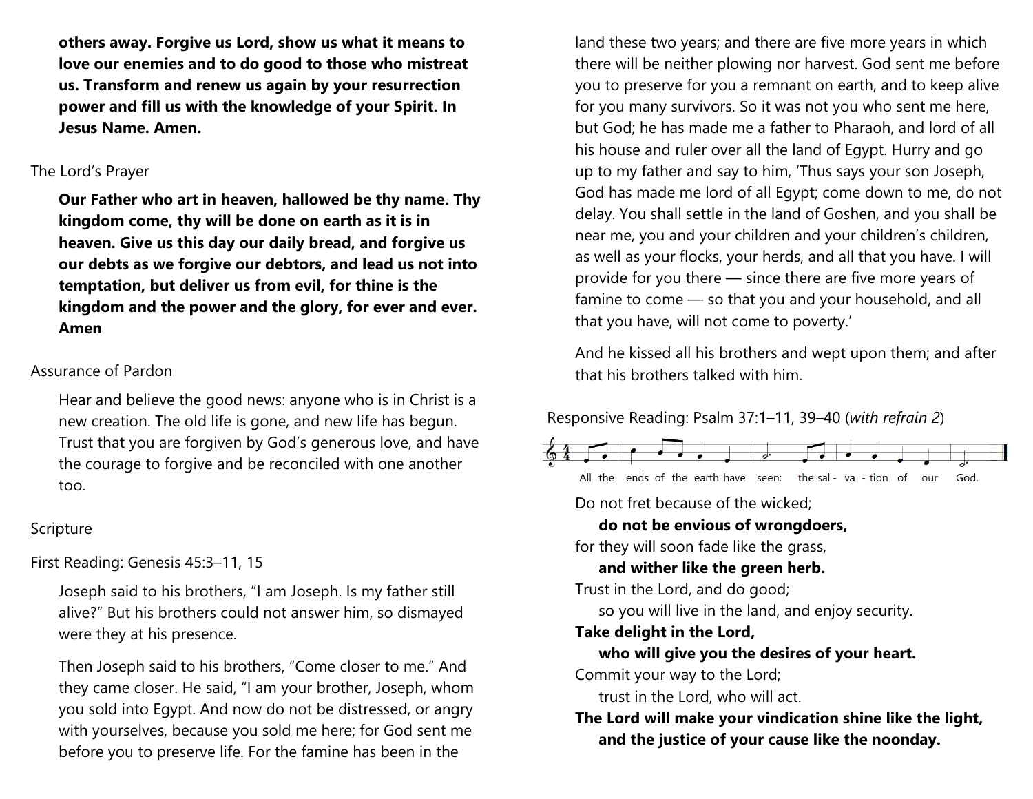**others away. Forgive us Lord, show us what it means to love our enemies and to do good to those who mistreat us. Transform and renew us again by your resurrection power and fill us with the knowledge of your Spirit. In Jesus Name. Amen.**

The Lord's Prayer

**Our Father who art in heaven, hallowed be thy name. Thy kingdom come, thy will be done on earth as it is in heaven. Give us this day our daily bread, and forgive us our debts as we forgive our debtors, and lead us not into temptation, but deliver us from evil, for thine is the kingdom and the power and the glory, for ever and ever. Amen**

Assurance of Pardon

Hear and believe the good news: anyone who is in Christ is a new creation. The old life is gone, and new life has begun. Trust that you are forgiven by God's generous love, and have the courage to forgive and be reconciled with one another too.

Scripture

First Reading: Genesis 45:3–11, 15

Joseph said to his brothers, "I am Joseph. Is my father still alive?" But his brothers could not answer him, so dismayed were they at his presence.

Then Joseph said to his brothers, "Come closer to me." And they came closer. He said, "I am your brother, Joseph, whom you sold into Egypt. And now do not be distressed, or angry with yourselves, because you sold me here; for God sent me before you to preserve life. For the famine has been in the land these two years; and there are five more years in which there will be neither plowing nor harvest. God sent me before you to preserve for you a remnant on earth, and to keep alive for you many survivors. So it was not you who sent me here, but God; he has made me a father to Pharaoh, and lord of all his house and ruler over all the land of Egypt. Hurry and go up to my father and say to him, 'Thus says your son Joseph, God has made me lord of all Egypt; come down to me, do not delay. You shall settle in the land of Goshen, and you shall be near me, you and your children and your children's children, as well as your flocks, your herds, and all that you have. I will provide for you there — since there are five more years of famine to come — so that you and your household, and all that you have, will not come to poverty.'

And he kissed all his brothers and wept upon them; and after that his brothers talked with him.

Responsive Reading: Psalm 37:1–11, 39–40 (*with refrain 2*)

All the ends of the earth have seen: the sal - va - tion of our God.

Do not fret because of the wicked;
**do not be envious of wrongdoers,**
for they will soon fade like the grass,
**and wither like the green herb.**
Trust in the Lord, and do good;
so you will live in the land, and enjoy security.
**Take delight in the Lord,**
**who will give you the desires of your heart.**
Commit your way to the Lord;
trust in the Lord, who will act.
**The Lord will make your vindication shine like the light,**
**and the justice of your cause like the noonday.**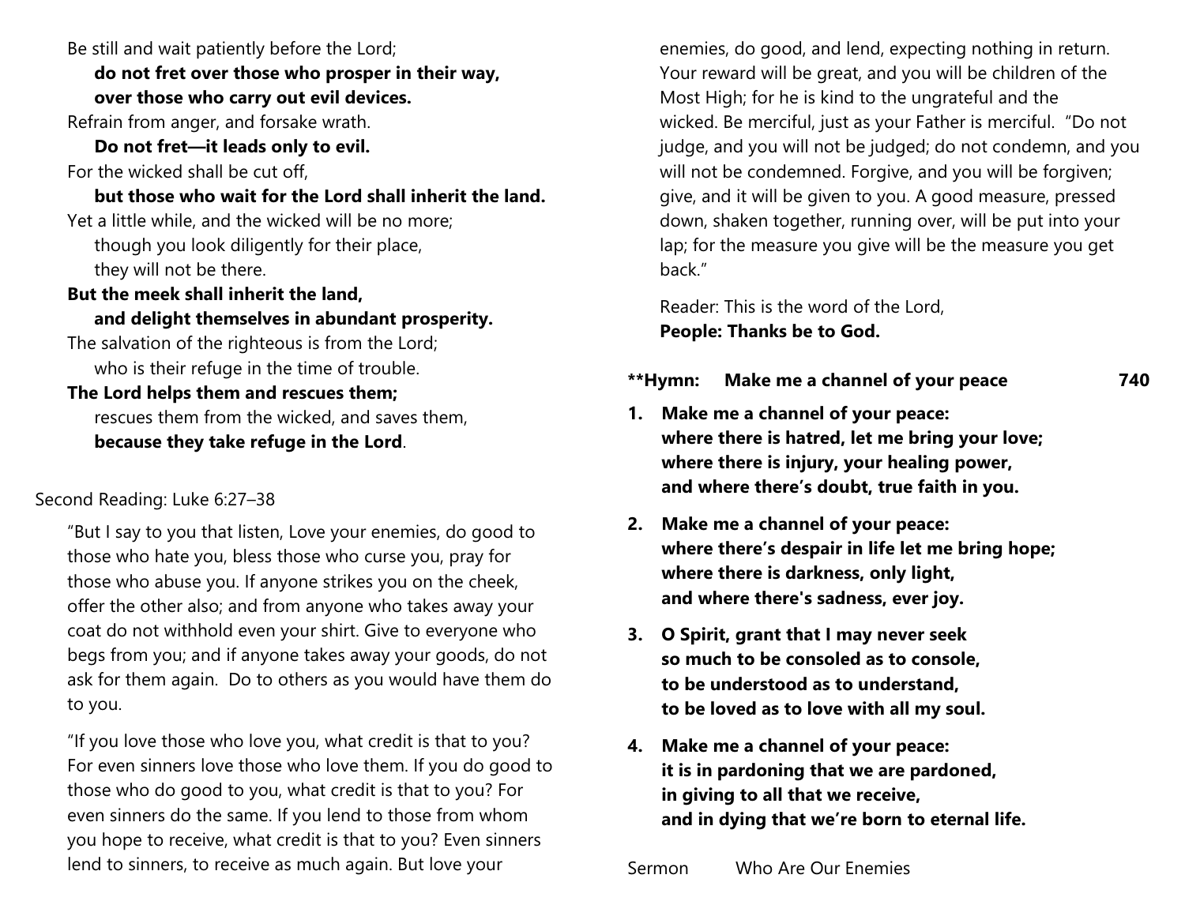Be still and wait patiently before the Lord;
**do not fret over those who prosper in their way,**
**over those who carry out evil devices.**
Refrain from anger, and forsake wrath.
**Do not fret—it leads only to evil.**
For the wicked shall be cut off,
**but those who wait for the Lord shall inherit the land.**
Yet a little while, and the wicked will be no more;
though you look diligently for their place,
they will not be there.
**But the meek shall inherit the land,**
**and delight themselves in abundant prosperity.**
The salvation of the righteous is from the Lord;
who is their refuge in the time of trouble.
**The Lord helps them and rescues them;**
rescues them from the wicked, and saves them,
**because they take refuge in the Lord**.

Second Reading: Luke 6:27–38

"But I say to you that listen, Love your enemies, do good to those who hate you, bless those who curse you, pray for those who abuse you. If anyone strikes you on the cheek, offer the other also; and from anyone who takes away your coat do not withhold even your shirt. Give to everyone who begs from you; and if anyone takes away your goods, do not ask for them again. Do to others as you would have them do to you.

"If you love those who love you, what credit is that to you? For even sinners love those who love them. If you do good to those who do good to you, what credit is that to you? For even sinners do the same. If you lend to those from whom you hope to receive, what credit is that to you? Even sinners lend to sinners, to receive as much again. But love your enemies, do good, and lend, expecting nothing in return. Your reward will be great, and you will be children of the Most High; for he is kind to the ungrateful and the wicked. Be merciful, just as your Father is merciful. "Do not judge, and you will not be judged; do not condemn, and you will not be condemned. Forgive, and you will be forgiven; give, and it will be given to you. A good measure, pressed down, shaken together, running over, will be put into your lap; for the measure you give will be the measure you get back."

Reader: This is the word of the Lord,
**People: Thanks be to God.**

**\*\*Hymn: Make me a channel of your peace 740**

1. **Make me a channel of your peace:**
   **where there is hatred, let me bring your love;**
   **where there is injury, your healing power,**
   **and where there's doubt, true faith in you.**

2. **Make me a channel of your peace:**
   **where there's despair in life let me bring hope;**
   **where there is darkness, only light,**
   **and where there's sadness, ever joy.**

3. **O Spirit, grant that I may never seek**
   **so much to be consoled as to console,**
   **to be understood as to understand,**
   **to be loved as to love with all my soul.**

4. **Make me a channel of your peace:**
   **it is in pardoning that we are pardoned,**
   **in giving to all that we receive,**
   **and in dying that we're born to eternal life.**

Sermon Who Are Our Enemies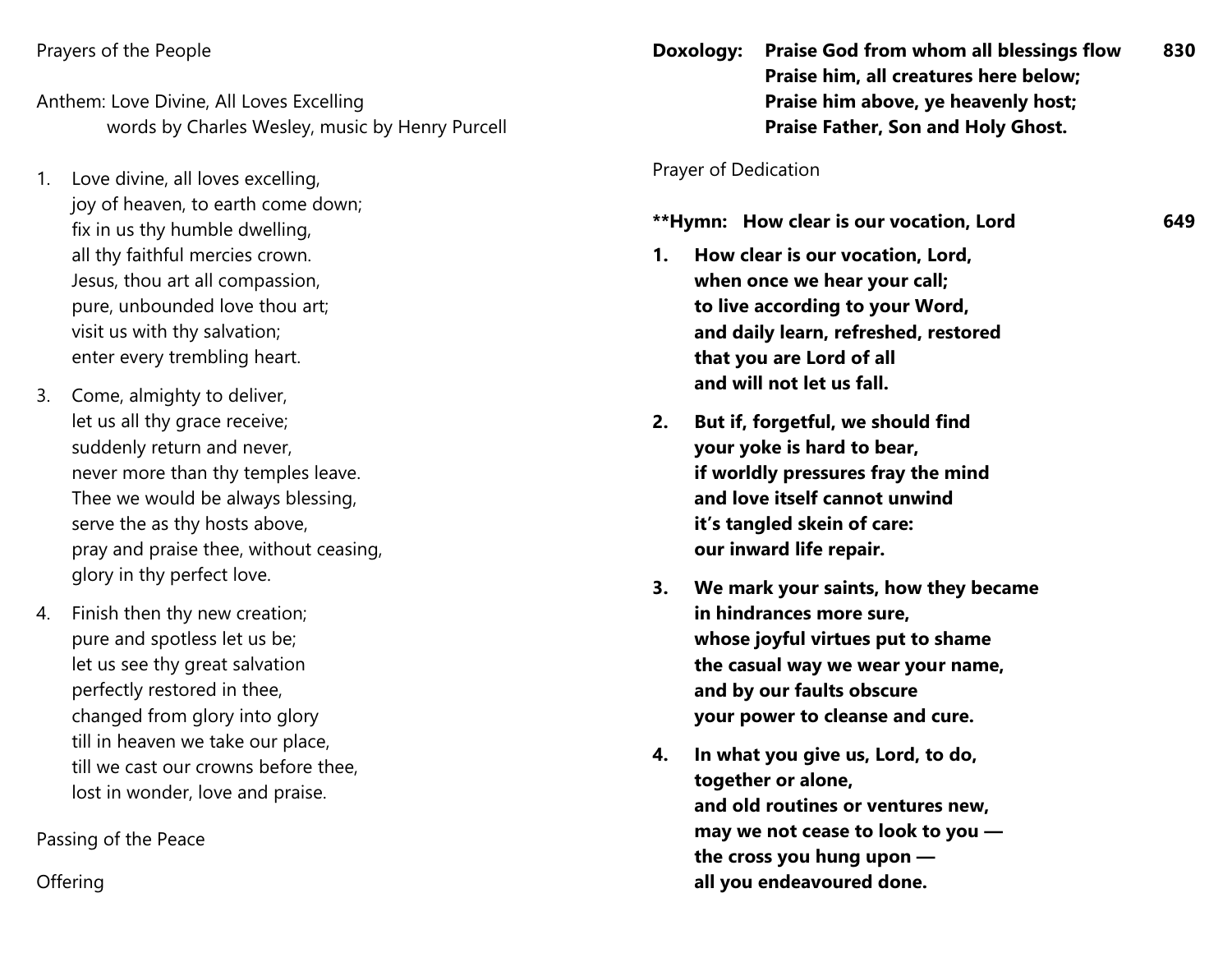Prayers of the People

Anthem: Love Divine, All Loves Excelling
words by Charles Wesley, music by Henry Purcell

1. Love divine, all loves excelling,
joy of heaven, to earth come down;
fix in us thy humble dwelling,
all thy faithful mercies crown.
Jesus, thou art all compassion,
pure, unbounded love thou art;
visit us with thy salvation;
enter every trembling heart.

3. Come, almighty to deliver,
let us all thy grace receive;
suddenly return and never,
never more than thy temples leave.
Thee we would be always blessing,
serve the as thy hosts above,
pray and praise thee, without ceasing,
glory in thy perfect love.

4. Finish then thy new creation;
pure and spotless let us be;
let us see thy great salvation
perfectly restored in thee,
changed from glory into glory
till in heaven we take our place,
till we cast our crowns before thee,
lost in wonder, love and praise.

Passing of the Peace

Offering

**Doxology: Praise God from whom all blessings flow — 830**
**Praise him, all creatures here below;**
**Praise him above, ye heavenly host;**
**Praise Father, Son and Holy Ghost.**

Prayer of Dedication

**\*\*Hymn: How clear is our vocation, Lord — 649**

**1. How clear is our vocation, Lord,**
**when once we hear your call;**
**to live according to your Word,**
**and daily learn, refreshed, restored**
**that you are Lord of all**
**and will not let us fall.**

**2. But if, forgetful, we should find**
**your yoke is hard to bear,**
**if worldly pressures fray the mind**
**and love itself cannot unwind**
**it's tangled skein of care:**
**our inward life repair.**

**3. We mark your saints, how they became**
**in hindrances more sure,**
**whose joyful virtues put to shame**
**the casual way we wear your name,**
**and by our faults obscure**
**your power to cleanse and cure.**

**4. In what you give us, Lord, to do,**
**together or alone,**
**and old routines or ventures new,**
**may we not cease to look to you —**
**the cross you hung upon —**
**all you endeavoured done.**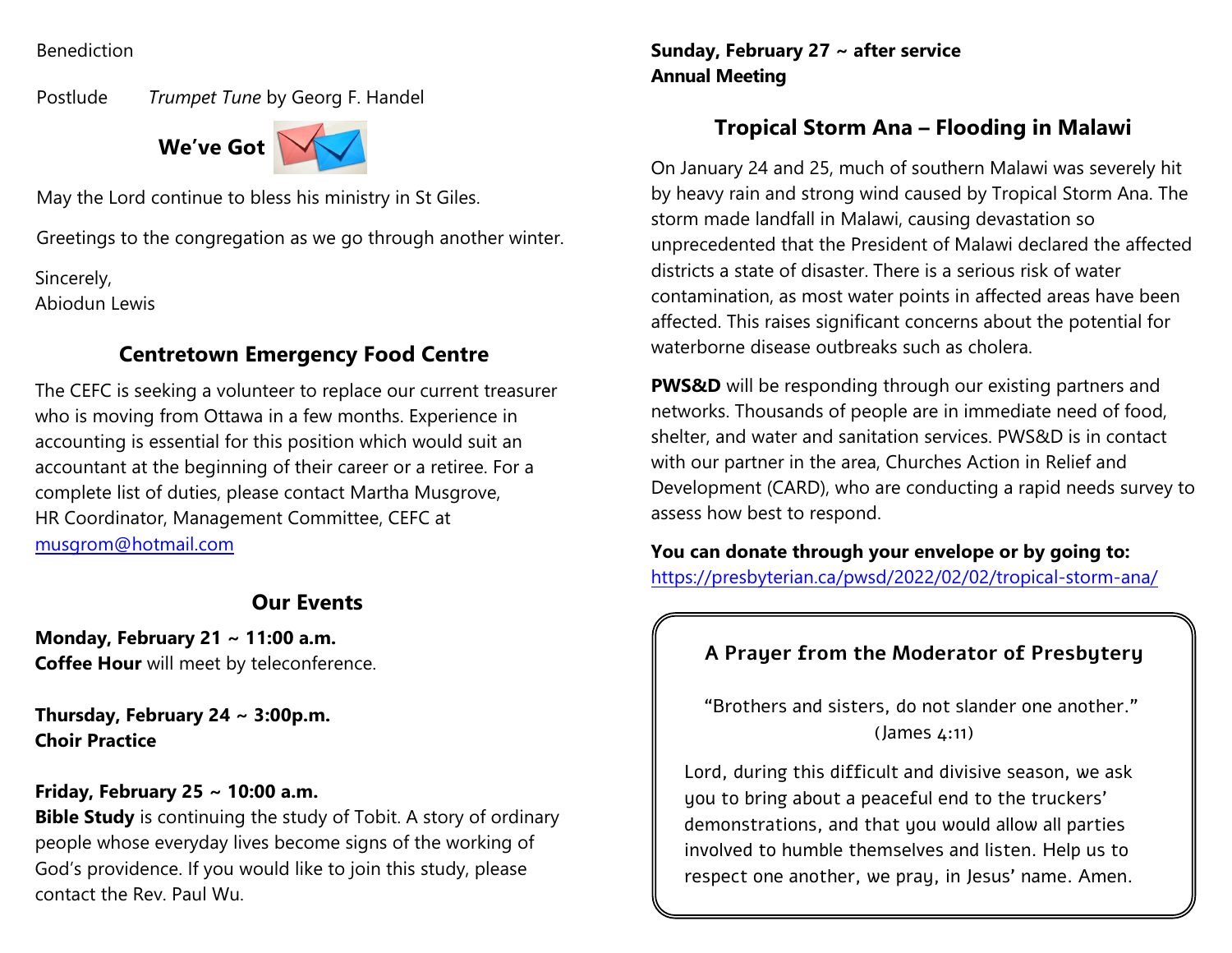Benediction

Postlude *Trumpet Tune* by Georg F. Handel

**We've Got**

May the Lord continue to bless his ministry in St Giles.

Greetings to the congregation as we go through another winter.

Sincerely,
Abiodun Lewis

## Centretown Emergency Food Centre

The CEFC is seeking a volunteer to replace our current treasurer who is moving from Ottawa in a few months. Experience in accounting is essential for this position which would suit an accountant at the beginning of their career or a retiree. For a complete list of duties, please contact Martha Musgrove, HR Coordinator, Management Committee, CEFC at musgrom@hotmail.com

## Our Events

**Monday, February 21 ~ 11:00 a.m.**
**Coffee Hour** will meet by teleconference.

**Thursday, February 24 ~ 3:00p.m.**
**Choir Practice**

**Friday, February 25 ~ 10:00 a.m.**
**Bible Study** is continuing the study of Tobit. A story of ordinary people whose everyday lives become signs of the working of God's providence. If you would like to join this study, please contact the Rev. Paul Wu.

**Sunday, February 27 ~ after service**
**Annual Meeting**

## Tropical Storm Ana – Flooding in Malawi

On January 24 and 25, much of southern Malawi was severely hit by heavy rain and strong wind caused by Tropical Storm Ana. The storm made landfall in Malawi, causing devastation so unprecedented that the President of Malawi declared the affected districts a state of disaster. There is a serious risk of water contamination, as most water points in affected areas have been affected. This raises significant concerns about the potential for waterborne disease outbreaks such as cholera.

**PWS&D** will be responding through our existing partners and networks. Thousands of people are in immediate need of food, shelter, and water and sanitation services. PWS&D is in contact with our partner in the area, Churches Action in Relief and Development (CARD), who are conducting a rapid needs survey to assess how best to respond.

**You can donate through your envelope or by going to:**
https://presbyterian.ca/pwsd/2022/02/02/tropical-storm-ana/

### A Prayer from the Moderator of Presbytery

"Brothers and sisters, do not slander one another."
(James 4:11)

Lord, during this difficult and divisive season, we ask you to bring about a peaceful end to the truckers' demonstrations, and that you would allow all parties involved to humble themselves and listen. Help us to respect one another, we pray, in Jesus' name. Amen.